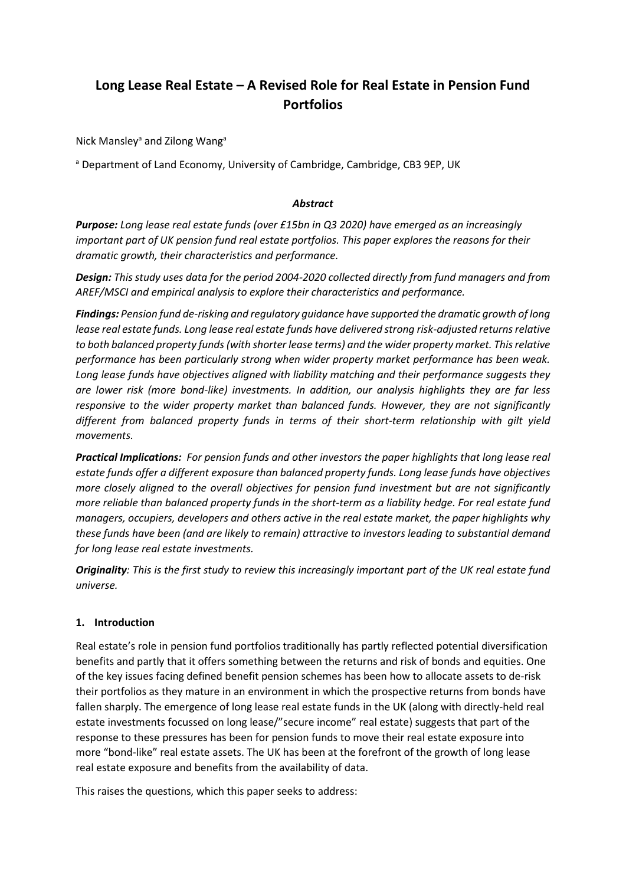# Long Lease Real Estate – A Revised Role for Real Estate in Pension Fund Portfolios

Nick Mansley[a] and Zilong Wang[a]

[a] Department of Land Economy, University of Cambridge, Cambridge, CB3 9EP, UK

### *Abstract*

***Purpose:*** *Long lease real estate funds (over £15bn in Q3 2020) have emerged as an increasingly important part of UK pension fund real estate portfolios. This paper explores the reasons for their dramatic growth, their characteristics and performance.*

***Design:*** *This study uses data for the period 2004-2020 collected directly from fund managers and from AREF/MSCI and empirical analysis to explore their characteristics and performance.*

***Findings:*** *Pension fund de-risking and regulatory guidance have supported the dramatic growth of long lease real estate funds. Long lease real estate funds have delivered strong risk-adjusted returns relative to both balanced property funds (with shorter lease terms) and the wider property market. This relative performance has been particularly strong when wider property market performance has been weak. Long lease funds have objectives aligned with liability matching and their performance suggests they are lower risk (more bond-like) investments. In addition, our analysis highlights they are far less responsive to the wider property market than balanced funds. However, they are not significantly different from balanced property funds in terms of their short-term relationship with gilt yield movements.*

***Practical Implications:*** *For pension funds and other investors the paper highlights that long lease real estate funds offer a different exposure than balanced property funds. Long lease funds have objectives more closely aligned to the overall objectives for pension fund investment but are not significantly more reliable than balanced property funds in the short-term as a liability hedge. For real estate fund managers, occupiers, developers and others active in the real estate market, the paper highlights why these funds have been (and are likely to remain) attractive to investors leading to substantial demand for long lease real estate investments.*

***Originality:*** *This is the first study to review this increasingly important part of the UK real estate fund universe.*

## 1. Introduction

Real estate's role in pension fund portfolios traditionally has partly reflected potential diversification benefits and partly that it offers something between the returns and risk of bonds and equities. One of the key issues facing defined benefit pension schemes has been how to allocate assets to de-risk their portfolios as they mature in an environment in which the prospective returns from bonds have fallen sharply. The emergence of long lease real estate funds in the UK (along with directly-held real estate investments focussed on long lease/"secure income" real estate) suggests that part of the response to these pressures has been for pension funds to move their real estate exposure into more "bond-like" real estate assets. The UK has been at the forefront of the growth of long lease real estate exposure and benefits from the availability of data.

This raises the questions, which this paper seeks to address: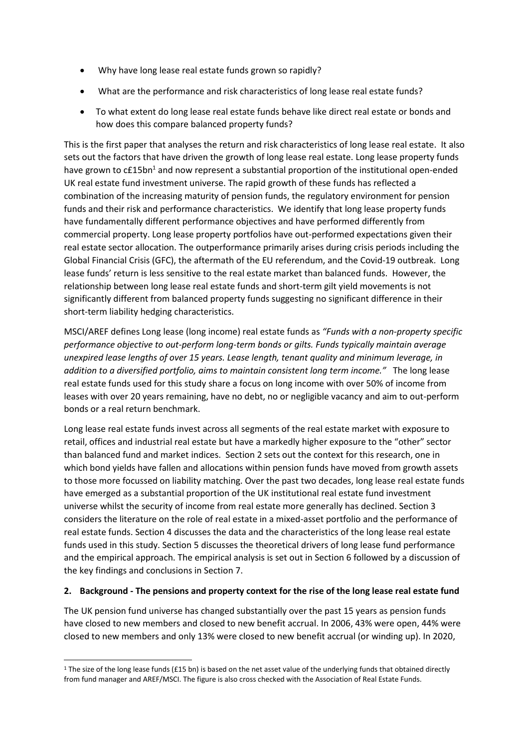- Why have long lease real estate funds grown so rapidly?
- What are the performance and risk characteristics of long lease real estate funds?
- To what extent do long lease real estate funds behave like direct real estate or bonds and how does this compare balanced property funds?

This is the first paper that analyses the return and risk characteristics of long lease real estate. It also sets out the factors that have driven the growth of long lease real estate. Long lease property funds have grown to c£15bn[1] and now represent a substantial proportion of the institutional open-ended UK real estate fund investment universe. The rapid growth of these funds has reflected a combination of the increasing maturity of pension funds, the regulatory environment for pension funds and their risk and performance characteristics. We identify that long lease property funds have fundamentally different performance objectives and have performed differently from commercial property. Long lease property portfolios have out-performed expectations given their real estate sector allocation. The outperformance primarily arises during crisis periods including the Global Financial Crisis (GFC), the aftermath of the EU referendum, and the Covid-19 outbreak. Long lease funds' return is less sensitive to the real estate market than balanced funds. However, the relationship between long lease real estate funds and short-term gilt yield movements is not significantly different from balanced property funds suggesting no significant difference in their short-term liability hedging characteristics.

MSCI/AREF defines Long lease (long income) real estate funds as *"Funds with a non-property specific performance objective to out-perform long-term bonds or gilts. Funds typically maintain average unexpired lease lengths of over 15 years. Lease length, tenant quality and minimum leverage, in addition to a diversified portfolio, aims to maintain consistent long term income."* The long lease real estate funds used for this study share a focus on long income with over 50% of income from leases with over 20 years remaining, have no debt, no or negligible vacancy and aim to out-perform bonds or a real return benchmark.

Long lease real estate funds invest across all segments of the real estate market with exposure to retail, offices and industrial real estate but have a markedly higher exposure to the "other" sector than balanced fund and market indices. Section 2 sets out the context for this research, one in which bond yields have fallen and allocations within pension funds have moved from growth assets to those more focussed on liability matching. Over the past two decades, long lease real estate funds have emerged as a substantial proportion of the UK institutional real estate fund investment universe whilst the security of income from real estate more generally has declined. Section 3 considers the literature on the role of real estate in a mixed-asset portfolio and the performance of real estate funds. Section 4 discusses the data and the characteristics of the long lease real estate funds used in this study. Section 5 discusses the theoretical drivers of long lease fund performance and the empirical approach. The empirical analysis is set out in Section 6 followed by a discussion of the key findings and conclusions in Section 7.

## 2. Background - The pensions and property context for the rise of the long lease real estate fund

The UK pension fund universe has changed substantially over the past 15 years as pension funds have closed to new members and closed to new benefit accrual. In 2006, 43% were open, 44% were closed to new members and only 13% were closed to new benefit accrual (or winding up). In 2020,

[1] The size of the long lease funds (£15 bn) is based on the net asset value of the underlying funds that obtained directly from fund manager and AREF/MSCI. The figure is also cross checked with the Association of Real Estate Funds.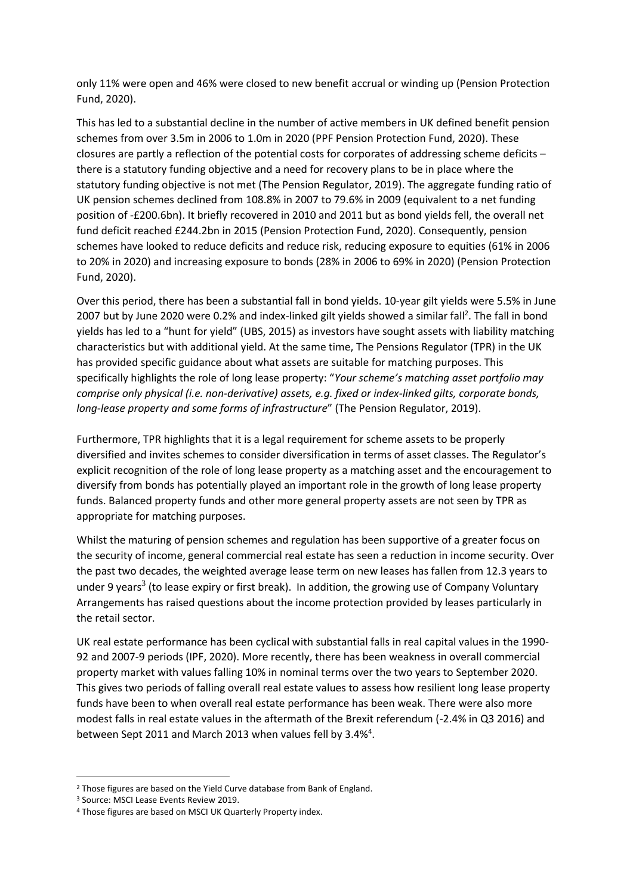only 11% were open and 46% were closed to new benefit accrual or winding up (Pension Protection Fund, 2020).

This has led to a substantial decline in the number of active members in UK defined benefit pension schemes from over 3.5m in 2006 to 1.0m in 2020 (PPF Pension Protection Fund, 2020). These closures are partly a reflection of the potential costs for corporates of addressing scheme deficits – there is a statutory funding objective and a need for recovery plans to be in place where the statutory funding objective is not met (The Pension Regulator, 2019). The aggregate funding ratio of UK pension schemes declined from 108.8% in 2007 to 79.6% in 2009 (equivalent to a net funding position of -£200.6bn). It briefly recovered in 2010 and 2011 but as bond yields fell, the overall net fund deficit reached £244.2bn in 2015 (Pension Protection Fund, 2020). Consequently, pension schemes have looked to reduce deficits and reduce risk, reducing exposure to equities (61% in 2006 to 20% in 2020) and increasing exposure to bonds (28% in 2006 to 69% in 2020) (Pension Protection Fund, 2020).

Over this period, there has been a substantial fall in bond yields. 10-year gilt yields were 5.5% in June 2007 but by June 2020 were 0.2% and index-linked gilt yields showed a similar fall[2]. The fall in bond yields has led to a "hunt for yield" (UBS, 2015) as investors have sought assets with liability matching characteristics but with additional yield. At the same time, The Pensions Regulator (TPR) in the UK has provided specific guidance about what assets are suitable for matching purposes. This specifically highlights the role of long lease property: "*Your scheme's matching asset portfolio may comprise only physical (i.e. non-derivative) assets, e.g. fixed or index-linked gilts, corporate bonds, long-lease property and some forms of infrastructure*" (The Pension Regulator, 2019).

Furthermore, TPR highlights that it is a legal requirement for scheme assets to be properly diversified and invites schemes to consider diversification in terms of asset classes. The Regulator's explicit recognition of the role of long lease property as a matching asset and the encouragement to diversify from bonds has potentially played an important role in the growth of long lease property funds. Balanced property funds and other more general property assets are not seen by TPR as appropriate for matching purposes.

Whilst the maturing of pension schemes and regulation has been supportive of a greater focus on the security of income, general commercial real estate has seen a reduction in income security. Over the past two decades, the weighted average lease term on new leases has fallen from 12.3 years to under 9 years[3] (to lease expiry or first break). In addition, the growing use of Company Voluntary Arrangements has raised questions about the income protection provided by leases particularly in the retail sector.

UK real estate performance has been cyclical with substantial falls in real capital values in the 1990-92 and 2007-9 periods (IPF, 2020). More recently, there has been weakness in overall commercial property market with values falling 10% in nominal terms over the two years to September 2020. This gives two periods of falling overall real estate values to assess how resilient long lease property funds have been to when overall real estate performance has been weak. There were also more modest falls in real estate values in the aftermath of the Brexit referendum (-2.4% in Q3 2016) and between Sept 2011 and March 2013 when values fell by 3.4%[4].

---

[2] Those figures are based on the Yield Curve database from Bank of England.

[3] Source: MSCI Lease Events Review 2019.

[4] Those figures are based on MSCI UK Quarterly Property index.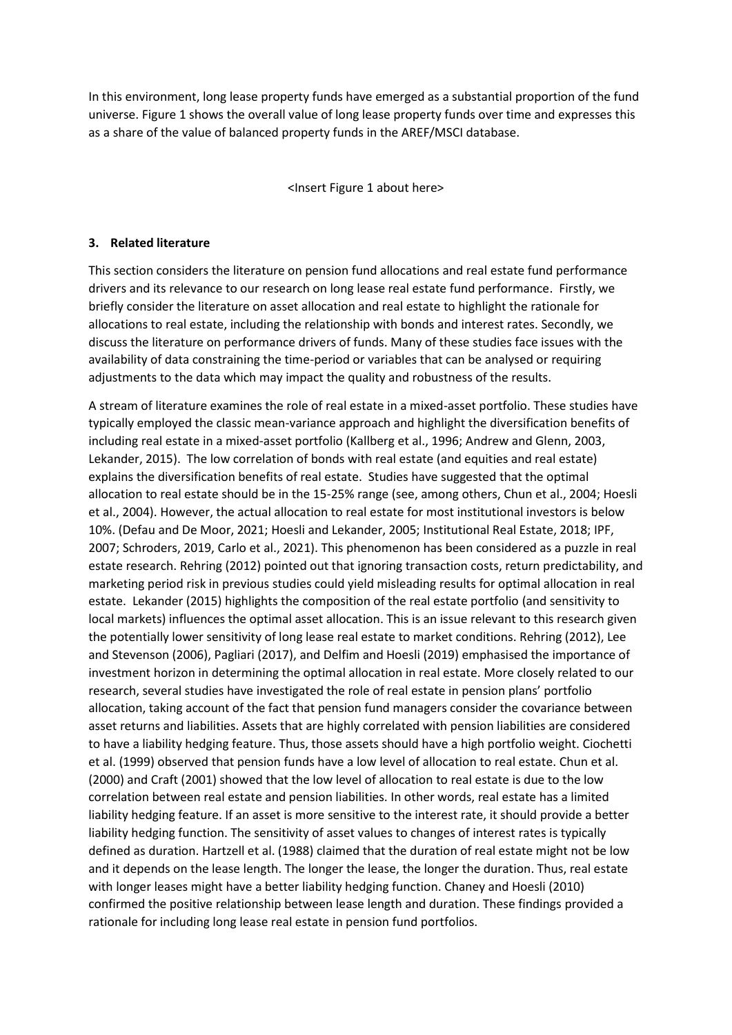In this environment, long lease property funds have emerged as a substantial proportion of the fund universe. Figure 1 shows the overall value of long lease property funds over time and expresses this as a share of the value of balanced property funds in the AREF/MSCI database.

<Insert Figure 1 about here>

### 3. Related literature

This section considers the literature on pension fund allocations and real estate fund performance drivers and its relevance to our research on long lease real estate fund performance. Firstly, we briefly consider the literature on asset allocation and real estate to highlight the rationale for allocations to real estate, including the relationship with bonds and interest rates. Secondly, we discuss the literature on performance drivers of funds. Many of these studies face issues with the availability of data constraining the time-period or variables that can be analysed or requiring adjustments to the data which may impact the quality and robustness of the results.

A stream of literature examines the role of real estate in a mixed-asset portfolio. These studies have typically employed the classic mean-variance approach and highlight the diversification benefits of including real estate in a mixed-asset portfolio (Kallberg et al., 1996; Andrew and Glenn, 2003, Lekander, 2015). The low correlation of bonds with real estate (and equities and real estate) explains the diversification benefits of real estate. Studies have suggested that the optimal allocation to real estate should be in the 15-25% range (see, among others, Chun et al., 2004; Hoesli et al., 2004). However, the actual allocation to real estate for most institutional investors is below 10%. (Defau and De Moor, 2021; Hoesli and Lekander, 2005; Institutional Real Estate, 2018; IPF, 2007; Schroders, 2019, Carlo et al., 2021). This phenomenon has been considered as a puzzle in real estate research. Rehring (2012) pointed out that ignoring transaction costs, return predictability, and marketing period risk in previous studies could yield misleading results for optimal allocation in real estate. Lekander (2015) highlights the composition of the real estate portfolio (and sensitivity to local markets) influences the optimal asset allocation. This is an issue relevant to this research given the potentially lower sensitivity of long lease real estate to market conditions. Rehring (2012), Lee and Stevenson (2006), Pagliari (2017), and Delfim and Hoesli (2019) emphasised the importance of investment horizon in determining the optimal allocation in real estate. More closely related to our research, several studies have investigated the role of real estate in pension plans' portfolio allocation, taking account of the fact that pension fund managers consider the covariance between asset returns and liabilities. Assets that are highly correlated with pension liabilities are considered to have a liability hedging feature. Thus, those assets should have a high portfolio weight. Ciochetti et al. (1999) observed that pension funds have a low level of allocation to real estate. Chun et al. (2000) and Craft (2001) showed that the low level of allocation to real estate is due to the low correlation between real estate and pension liabilities. In other words, real estate has a limited liability hedging feature. If an asset is more sensitive to the interest rate, it should provide a better liability hedging function. The sensitivity of asset values to changes of interest rates is typically defined as duration. Hartzell et al. (1988) claimed that the duration of real estate might not be low and it depends on the lease length. The longer the lease, the longer the duration. Thus, real estate with longer leases might have a better liability hedging function. Chaney and Hoesli (2010) confirmed the positive relationship between lease length and duration. These findings provided a rationale for including long lease real estate in pension fund portfolios.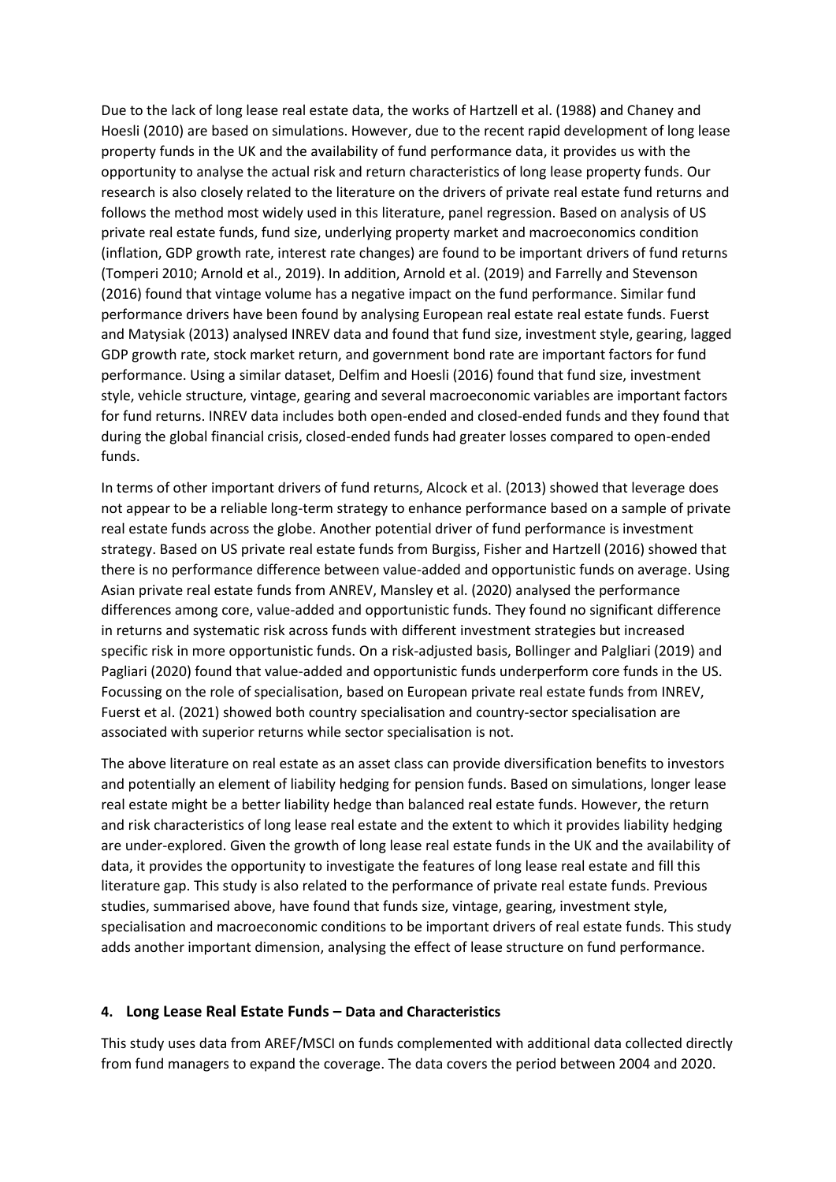Due to the lack of long lease real estate data, the works of Hartzell et al. (1988) and Chaney and Hoesli (2010) are based on simulations. However, due to the recent rapid development of long lease property funds in the UK and the availability of fund performance data, it provides us with the opportunity to analyse the actual risk and return characteristics of long lease property funds. Our research is also closely related to the literature on the drivers of private real estate fund returns and follows the method most widely used in this literature, panel regression. Based on analysis of US private real estate funds, fund size, underlying property market and macroeconomics condition (inflation, GDP growth rate, interest rate changes) are found to be important drivers of fund returns (Tomperi 2010; Arnold et al., 2019). In addition, Arnold et al. (2019) and Farrelly and Stevenson (2016) found that vintage volume has a negative impact on the fund performance. Similar fund performance drivers have been found by analysing European real estate real estate funds. Fuerst and Matysiak (2013) analysed INREV data and found that fund size, investment style, gearing, lagged GDP growth rate, stock market return, and government bond rate are important factors for fund performance. Using a similar dataset, Delfim and Hoesli (2016) found that fund size, investment style, vehicle structure, vintage, gearing and several macroeconomic variables are important factors for fund returns. INREV data includes both open-ended and closed-ended funds and they found that during the global financial crisis, closed-ended funds had greater losses compared to open-ended funds.

In terms of other important drivers of fund returns, Alcock et al. (2013) showed that leverage does not appear to be a reliable long-term strategy to enhance performance based on a sample of private real estate funds across the globe. Another potential driver of fund performance is investment strategy. Based on US private real estate funds from Burgiss, Fisher and Hartzell (2016) showed that there is no performance difference between value-added and opportunistic funds on average. Using Asian private real estate funds from ANREV, Mansley et al. (2020) analysed the performance differences among core, value-added and opportunistic funds. They found no significant difference in returns and systematic risk across funds with different investment strategies but increased specific risk in more opportunistic funds. On a risk-adjusted basis, Bollinger and Palgliari (2019) and Pagliari (2020) found that value-added and opportunistic funds underperform core funds in the US. Focussing on the role of specialisation, based on European private real estate funds from INREV, Fuerst et al. (2021) showed both country specialisation and country-sector specialisation are associated with superior returns while sector specialisation is not.

The above literature on real estate as an asset class can provide diversification benefits to investors and potentially an element of liability hedging for pension funds. Based on simulations, longer lease real estate might be a better liability hedge than balanced real estate funds. However, the return and risk characteristics of long lease real estate and the extent to which it provides liability hedging are under-explored. Given the growth of long lease real estate funds in the UK and the availability of data, it provides the opportunity to investigate the features of long lease real estate and fill this literature gap. This study is also related to the performance of private real estate funds. Previous studies, summarised above, have found that funds size, vintage, gearing, investment style, specialisation and macroeconomic conditions to be important drivers of real estate funds. This study adds another important dimension, analysing the effect of lease structure on fund performance.

## 4. Long Lease Real Estate Funds – Data and Characteristics

This study uses data from AREF/MSCI on funds complemented with additional data collected directly from fund managers to expand the coverage. The data covers the period between 2004 and 2020.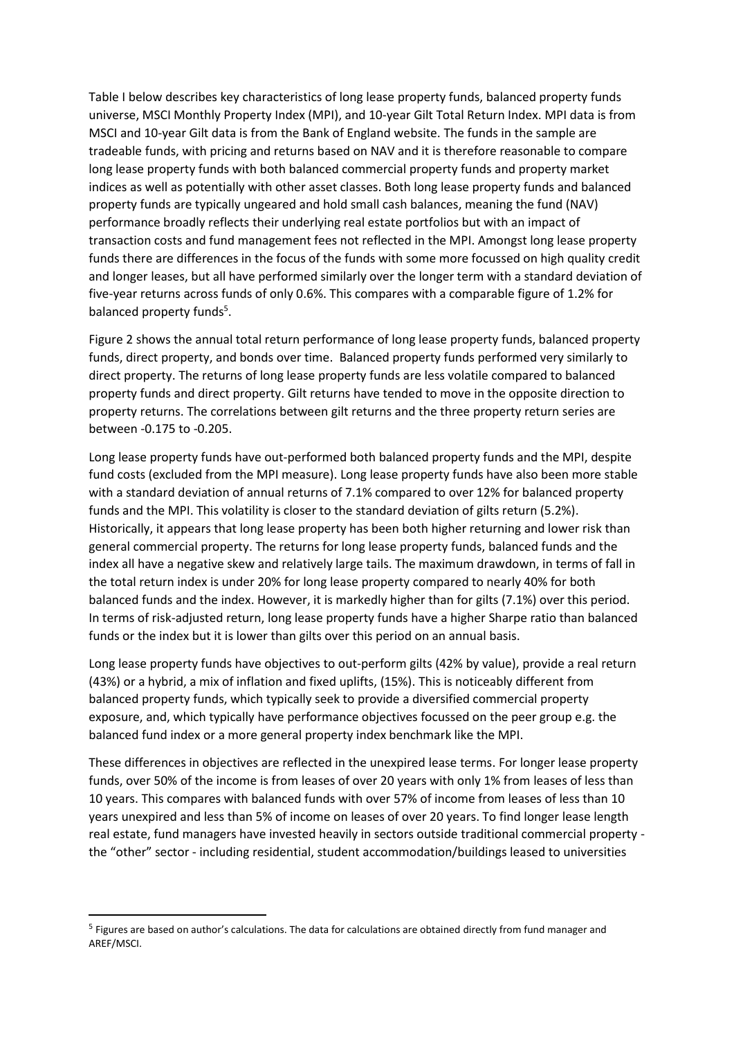Table I below describes key characteristics of long lease property funds, balanced property funds universe, MSCI Monthly Property Index (MPI), and 10-year Gilt Total Return Index. MPI data is from MSCI and 10-year Gilt data is from the Bank of England website. The funds in the sample are tradeable funds, with pricing and returns based on NAV and it is therefore reasonable to compare long lease property funds with both balanced commercial property funds and property market indices as well as potentially with other asset classes. Both long lease property funds and balanced property funds are typically ungeared and hold small cash balances, meaning the fund (NAV) performance broadly reflects their underlying real estate portfolios but with an impact of transaction costs and fund management fees not reflected in the MPI. Amongst long lease property funds there are differences in the focus of the funds with some more focussed on high quality credit and longer leases, but all have performed similarly over the longer term with a standard deviation of five-year returns across funds of only 0.6%. This compares with a comparable figure of 1.2% for balanced property funds[5].

Figure 2 shows the annual total return performance of long lease property funds, balanced property funds, direct property, and bonds over time. Balanced property funds performed very similarly to direct property. The returns of long lease property funds are less volatile compared to balanced property funds and direct property. Gilt returns have tended to move in the opposite direction to property returns. The correlations between gilt returns and the three property return series are between -0.175 to -0.205.

Long lease property funds have out-performed both balanced property funds and the MPI, despite fund costs (excluded from the MPI measure). Long lease property funds have also been more stable with a standard deviation of annual returns of 7.1% compared to over 12% for balanced property funds and the MPI. This volatility is closer to the standard deviation of gilts return (5.2%). Historically, it appears that long lease property has been both higher returning and lower risk than general commercial property. The returns for long lease property funds, balanced funds and the index all have a negative skew and relatively large tails. The maximum drawdown, in terms of fall in the total return index is under 20% for long lease property compared to nearly 40% for both balanced funds and the index. However, it is markedly higher than for gilts (7.1%) over this period. In terms of risk-adjusted return, long lease property funds have a higher Sharpe ratio than balanced funds or the index but it is lower than gilts over this period on an annual basis.

Long lease property funds have objectives to out-perform gilts (42% by value), provide a real return (43%) or a hybrid, a mix of inflation and fixed uplifts, (15%). This is noticeably different from balanced property funds, which typically seek to provide a diversified commercial property exposure, and, which typically have performance objectives focussed on the peer group e.g. the balanced fund index or a more general property index benchmark like the MPI.

These differences in objectives are reflected in the unexpired lease terms. For longer lease property funds, over 50% of the income is from leases of over 20 years with only 1% from leases of less than 10 years. This compares with balanced funds with over 57% of income from leases of less than 10 years unexpired and less than 5% of income on leases of over 20 years. To find longer lease length real estate, fund managers have invested heavily in sectors outside traditional commercial property - the "other" sector - including residential, student accommodation/buildings leased to universities

---

[5] Figures are based on author's calculations. The data for calculations are obtained directly from fund manager and AREF/MSCI.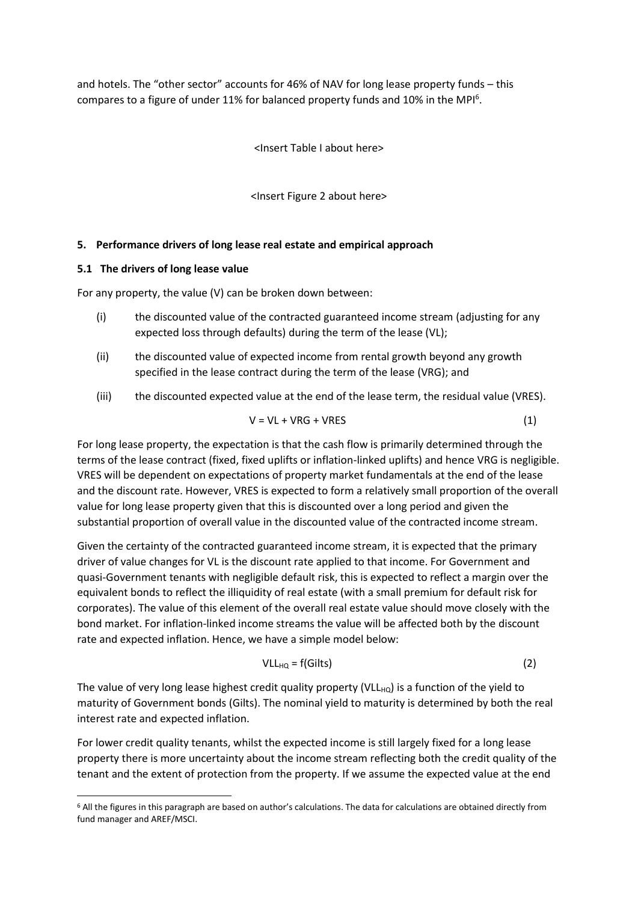and hotels. The "other sector" accounts for 46% of NAV for long lease property funds – this compares to a figure of under 11% for balanced property funds and 10% in the MPI[6].

<Insert Table I about here>

<Insert Figure 2 about here>

## 5. Performance drivers of long lease real estate and empirical approach

### 5.1 The drivers of long lease value

For any property, the value (V) can be broken down between:

(i) the discounted value of the contracted guaranteed income stream (adjusting for any expected loss through defaults) during the term of the lease (VL);

(ii) the discounted value of expected income from rental growth beyond any growth specified in the lease contract during the term of the lease (VRG); and

(iii) the discounted expected value at the end of the lease term, the residual value (VRES).

$$V = VL + VRG + VRES \qquad (1)$$

For long lease property, the expectation is that the cash flow is primarily determined through the terms of the lease contract (fixed, fixed uplifts or inflation-linked uplifts) and hence VRG is negligible. VRES will be dependent on expectations of property market fundamentals at the end of the lease and the discount rate. However, VRES is expected to form a relatively small proportion of the overall value for long lease property given that this is discounted over a long period and given the substantial proportion of overall value in the discounted value of the contracted income stream.

Given the certainty of the contracted guaranteed income stream, it is expected that the primary driver of value changes for VL is the discount rate applied to that income. For Government and quasi-Government tenants with negligible default risk, this is expected to reflect a margin over the equivalent bonds to reflect the illiquidity of real estate (with a small premium for default risk for corporates). The value of this element of the overall real estate value should move closely with the bond market. For inflation-linked income streams the value will be affected both by the discount rate and expected inflation. Hence, we have a simple model below:

$$VLL_{HQ} = f(\text{Gilts}) \qquad (2)$$

The value of very long lease highest credit quality property ($VLL_{HQ}$) is a function of the yield to maturity of Government bonds (Gilts). The nominal yield to maturity is determined by both the real interest rate and expected inflation.

For lower credit quality tenants, whilst the expected income is still largely fixed for a long lease property there is more uncertainty about the income stream reflecting both the credit quality of the tenant and the extent of protection from the property. If we assume the expected value at the end

[6] All the figures in this paragraph are based on author's calculations. The data for calculations are obtained directly from fund manager and AREF/MSCI.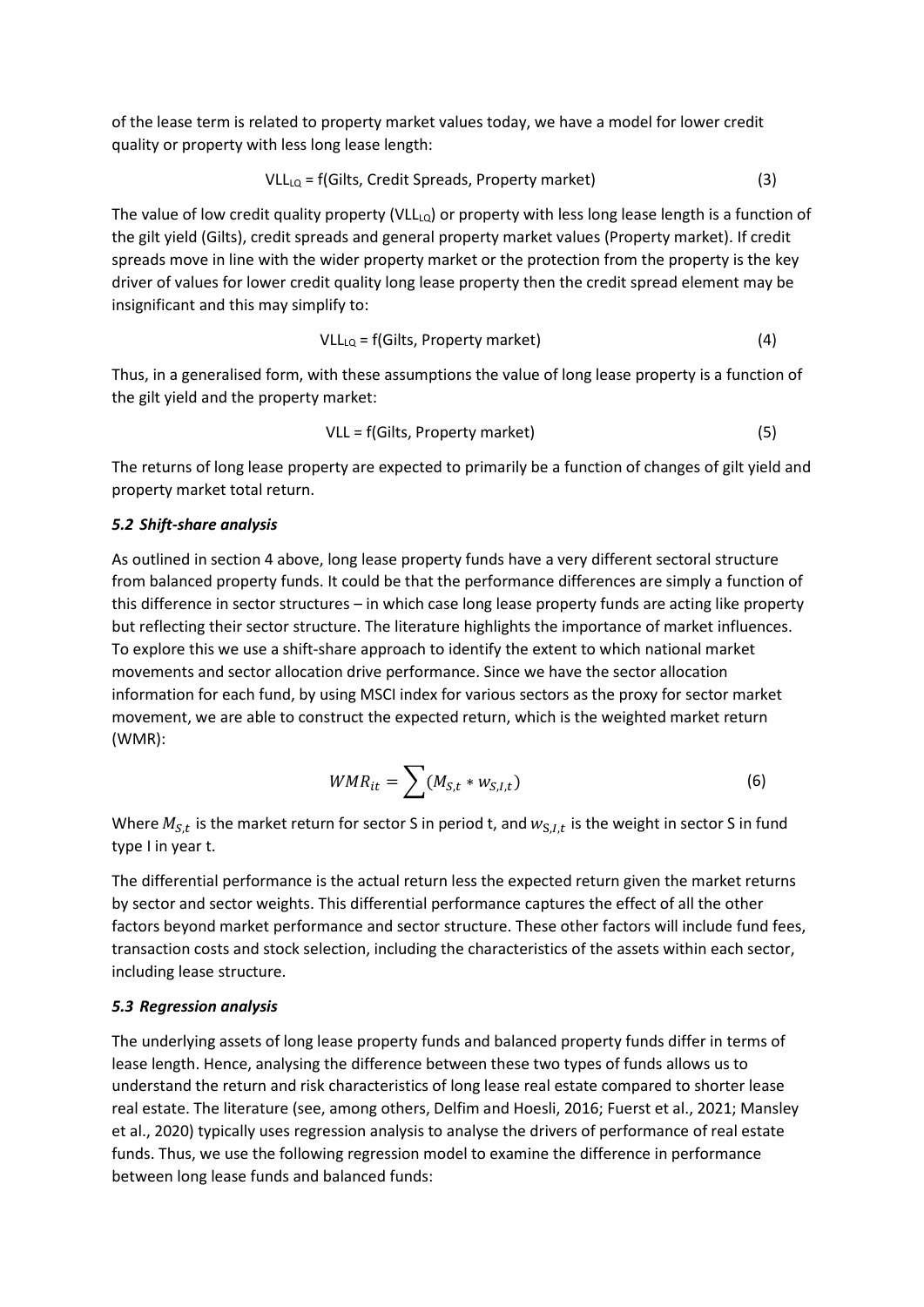of the lease term is related to property market values today, we have a model for lower credit quality or property with less long lease length:

$$VLL_{LQ} = f(\text{Gilts, Credit Spreads, Property market}) \quad (3)$$

The value of low credit quality property ($VLL_{LQ}$) or property with less long lease length is a function of the gilt yield (Gilts), credit spreads and general property market values (Property market). If credit spreads move in line with the wider property market or the protection from the property is the key driver of values for lower credit quality long lease property then the credit spread element may be insignificant and this may simplify to:

$$VLL_{LQ} = f(\text{Gilts, Property market}) \quad (4)$$

Thus, in a generalised form, with these assumptions the value of long lease property is a function of the gilt yield and the property market:

$$VLL = f(\text{Gilts, Property market}) \quad (5)$$

The returns of long lease property are expected to primarily be a function of changes of gilt yield and property market total return.

### *5.2 Shift-share analysis*

As outlined in section 4 above, long lease property funds have a very different sectoral structure from balanced property funds. It could be that the performance differences are simply a function of this difference in sector structures – in which case long lease property funds are acting like property but reflecting their sector structure. The literature highlights the importance of market influences. To explore this we use a shift-share approach to identify the extent to which national market movements and sector allocation drive performance. Since we have the sector allocation information for each fund, by using MSCI index for various sectors as the proxy for sector market movement, we are able to construct the expected return, which is the weighted market return (WMR):

$$WMR_{it} = \sum (M_{S,t} * w_{S,I,t}) \quad (6)$$

Where $M_{S,t}$ is the market return for sector S in period t, and $w_{S,I,t}$ is the weight in sector S in fund type I in year t.

The differential performance is the actual return less the expected return given the market returns by sector and sector weights. This differential performance captures the effect of all the other factors beyond market performance and sector structure. These other factors will include fund fees, transaction costs and stock selection, including the characteristics of the assets within each sector, including lease structure.

### *5.3 Regression analysis*

The underlying assets of long lease property funds and balanced property funds differ in terms of lease length. Hence, analysing the difference between these two types of funds allows us to understand the return and risk characteristics of long lease real estate compared to shorter lease real estate. The literature (see, among others, Delfim and Hoesli, 2016; Fuerst et al., 2021; Mansley et al., 2020) typically uses regression analysis to analyse the drivers of performance of real estate funds. Thus, we use the following regression model to examine the difference in performance between long lease funds and balanced funds: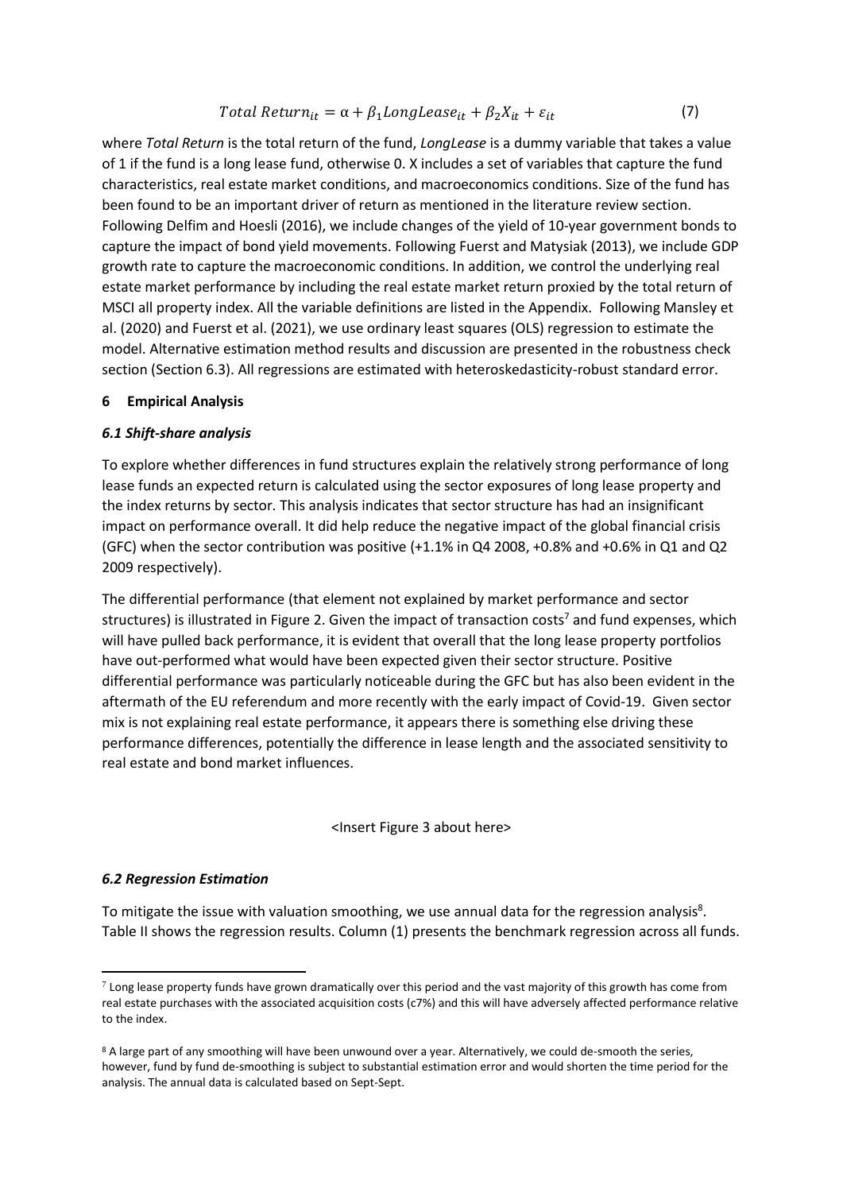$$Total\ Return_{it} = \alpha + \beta_1 LongLease_{it} + \beta_2 X_{it} + \varepsilon_{it} \tag{7}$$

where *Total Return* is the total return of the fund, *LongLease* is a dummy variable that takes a value of 1 if the fund is a long lease fund, otherwise 0. X includes a set of variables that capture the fund characteristics, real estate market conditions, and macroeconomics conditions. Size of the fund has been found to be an important driver of return as mentioned in the literature review section. Following Delfim and Hoesli (2016), we include changes of the yield of 10-year government bonds to capture the impact of bond yield movements. Following Fuerst and Matysiak (2013), we include GDP growth rate to capture the macroeconomic conditions. In addition, we control the underlying real estate market performance by including the real estate market return proxied by the total return of MSCI all property index. All the variable definitions are listed in the Appendix. Following Mansley et al. (2020) and Fuerst et al. (2021), we use ordinary least squares (OLS) regression to estimate the model. Alternative estimation method results and discussion are presented in the robustness check section (Section 6.3). All regressions are estimated with heteroskedasticity-robust standard error.

## 6 Empirical Analysis

### *6.1 Shift-share analysis*

To explore whether differences in fund structures explain the relatively strong performance of long lease funds an expected return is calculated using the sector exposures of long lease property and the index returns by sector. This analysis indicates that sector structure has had an insignificant impact on performance overall. It did help reduce the negative impact of the global financial crisis (GFC) when the sector contribution was positive (+1.1% in Q4 2008, +0.8% and +0.6% in Q1 and Q2 2009 respectively).

The differential performance (that element not explained by market performance and sector structures) is illustrated in Figure 2. Given the impact of transaction costs[7] and fund expenses, which will have pulled back performance, it is evident that overall that the long lease property portfolios have out-performed what would have been expected given their sector structure. Positive differential performance was particularly noticeable during the GFC but has also been evident in the aftermath of the EU referendum and more recently with the early impact of Covid-19. Given sector mix is not explaining real estate performance, it appears there is something else driving these performance differences, potentially the difference in lease length and the associated sensitivity to real estate and bond market influences.

<Insert Figure 3 about here>

### *6.2 Regression Estimation*

To mitigate the issue with valuation smoothing, we use annual data for the regression analysis[8]. Table II shows the regression results. Column (1) presents the benchmark regression across all funds.

[7] Long lease property funds have grown dramatically over this period and the vast majority of this growth has come from real estate purchases with the associated acquisition costs (c7%) and this will have adversely affected performance relative to the index.

[8] A large part of any smoothing will have been unwound over a year. Alternatively, we could de-smooth the series, however, fund by fund de-smoothing is subject to substantial estimation error and would shorten the time period for the analysis. The annual data is calculated based on Sept-Sept.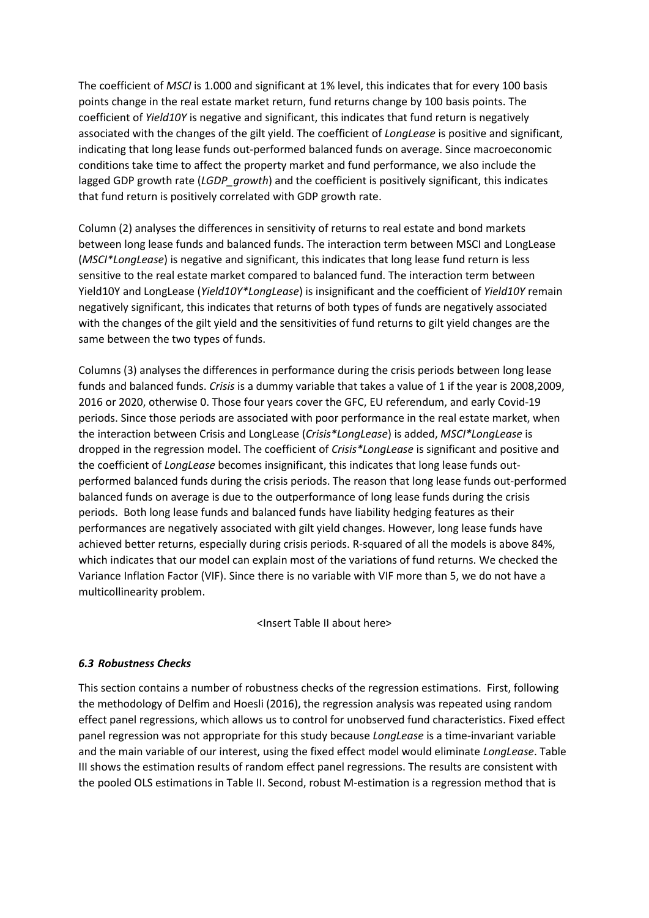The coefficient of *MSCI* is 1.000 and significant at 1% level, this indicates that for every 100 basis points change in the real estate market return, fund returns change by 100 basis points. The coefficient of *Yield10Y* is negative and significant, this indicates that fund return is negatively associated with the changes of the gilt yield. The coefficient of *LongLease* is positive and significant, indicating that long lease funds out-performed balanced funds on average. Since macroeconomic conditions take time to affect the property market and fund performance, we also include the lagged GDP growth rate (*LGDP_growth*) and the coefficient is positively significant, this indicates that fund return is positively correlated with GDP growth rate.

Column (2) analyses the differences in sensitivity of returns to real estate and bond markets between long lease funds and balanced funds. The interaction term between MSCI and LongLease (*MSCI*LongLease*) is negative and significant, this indicates that long lease fund return is less sensitive to the real estate market compared to balanced fund. The interaction term between Yield10Y and LongLease (*Yield10Y*LongLease*) is insignificant and the coefficient of *Yield10Y* remain negatively significant, this indicates that returns of both types of funds are negatively associated with the changes of the gilt yield and the sensitivities of fund returns to gilt yield changes are the same between the two types of funds.

Columns (3) analyses the differences in performance during the crisis periods between long lease funds and balanced funds. *Crisis* is a dummy variable that takes a value of 1 if the year is 2008,2009, 2016 or 2020, otherwise 0. Those four years cover the GFC, EU referendum, and early Covid-19 periods. Since those periods are associated with poor performance in the real estate market, when the interaction between Crisis and LongLease (*Crisis*LongLease*) is added, *MSCI*LongLease* is dropped in the regression model. The coefficient of *Crisis*LongLease* is significant and positive and the coefficient of *LongLease* becomes insignificant, this indicates that long lease funds out-performed balanced funds during the crisis periods. The reason that long lease funds out-performed balanced funds on average is due to the outperformance of long lease funds during the crisis periods. Both long lease funds and balanced funds have liability hedging features as their performances are negatively associated with gilt yield changes. However, long lease funds have achieved better returns, especially during crisis periods. R-squared of all the models is above 84%, which indicates that our model can explain most of the variations of fund returns. We checked the Variance Inflation Factor (VIF). Since there is no variable with VIF more than 5, we do not have a multicollinearity problem.

<Insert Table II about here>

### *6.3 Robustness Checks*

This section contains a number of robustness checks of the regression estimations. First, following the methodology of Delfim and Hoesli (2016), the regression analysis was repeated using random effect panel regressions, which allows us to control for unobserved fund characteristics. Fixed effect panel regression was not appropriate for this study because *LongLease* is a time-invariant variable and the main variable of our interest, using the fixed effect model would eliminate *LongLease*. Table III shows the estimation results of random effect panel regressions. The results are consistent with the pooled OLS estimations in Table II. Second, robust M-estimation is a regression method that is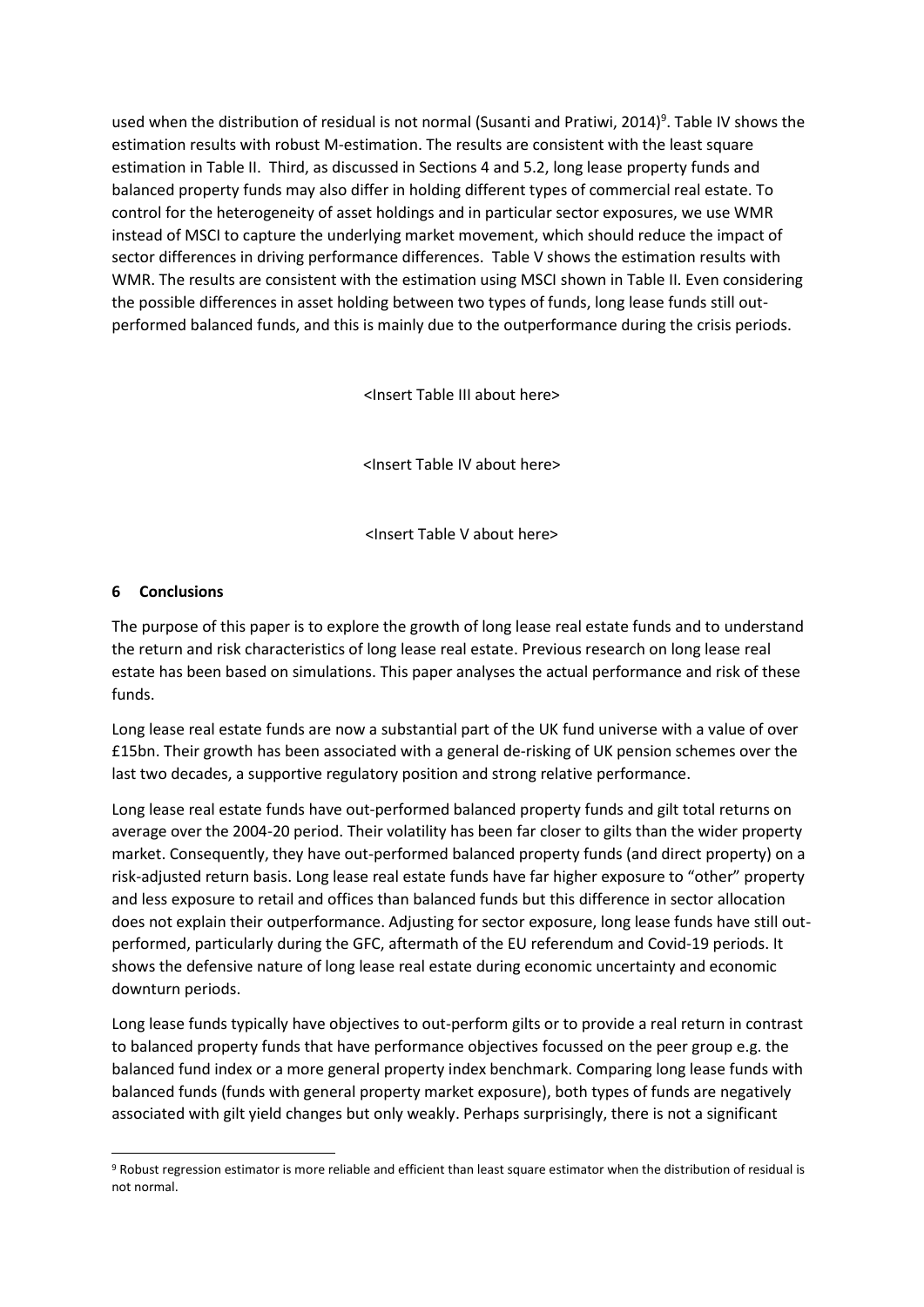used when the distribution of residual is not normal (Susanti and Pratiwi, 2014)[9]. Table IV shows the estimation results with robust M-estimation. The results are consistent with the least square estimation in Table II. Third, as discussed in Sections 4 and 5.2, long lease property funds and balanced property funds may also differ in holding different types of commercial real estate. To control for the heterogeneity of asset holdings and in particular sector exposures, we use WMR instead of MSCI to capture the underlying market movement, which should reduce the impact of sector differences in driving performance differences. Table V shows the estimation results with WMR. The results are consistent with the estimation using MSCI shown in Table II. Even considering the possible differences in asset holding between two types of funds, long lease funds still out-performed balanced funds, and this is mainly due to the outperformance during the crisis periods.

<Insert Table III about here>

<Insert Table IV about here>

<Insert Table V about here>

## 6 Conclusions

The purpose of this paper is to explore the growth of long lease real estate funds and to understand the return and risk characteristics of long lease real estate. Previous research on long lease real estate has been based on simulations. This paper analyses the actual performance and risk of these funds.

Long lease real estate funds are now a substantial part of the UK fund universe with a value of over £15bn. Their growth has been associated with a general de-risking of UK pension schemes over the last two decades, a supportive regulatory position and strong relative performance.

Long lease real estate funds have out-performed balanced property funds and gilt total returns on average over the 2004-20 period. Their volatility has been far closer to gilts than the wider property market. Consequently, they have out-performed balanced property funds (and direct property) on a risk-adjusted return basis. Long lease real estate funds have far higher exposure to "other" property and less exposure to retail and offices than balanced funds but this difference in sector allocation does not explain their outperformance. Adjusting for sector exposure, long lease funds have still out-performed, particularly during the GFC, aftermath of the EU referendum and Covid-19 periods. It shows the defensive nature of long lease real estate during economic uncertainty and economic downturn periods.

Long lease funds typically have objectives to out-perform gilts or to provide a real return in contrast to balanced property funds that have performance objectives focussed on the peer group e.g. the balanced fund index or a more general property index benchmark. Comparing long lease funds with balanced funds (funds with general property market exposure), both types of funds are negatively associated with gilt yield changes but only weakly. Perhaps surprisingly, there is not a significant

[9] Robust regression estimator is more reliable and efficient than least square estimator when the distribution of residual is not normal.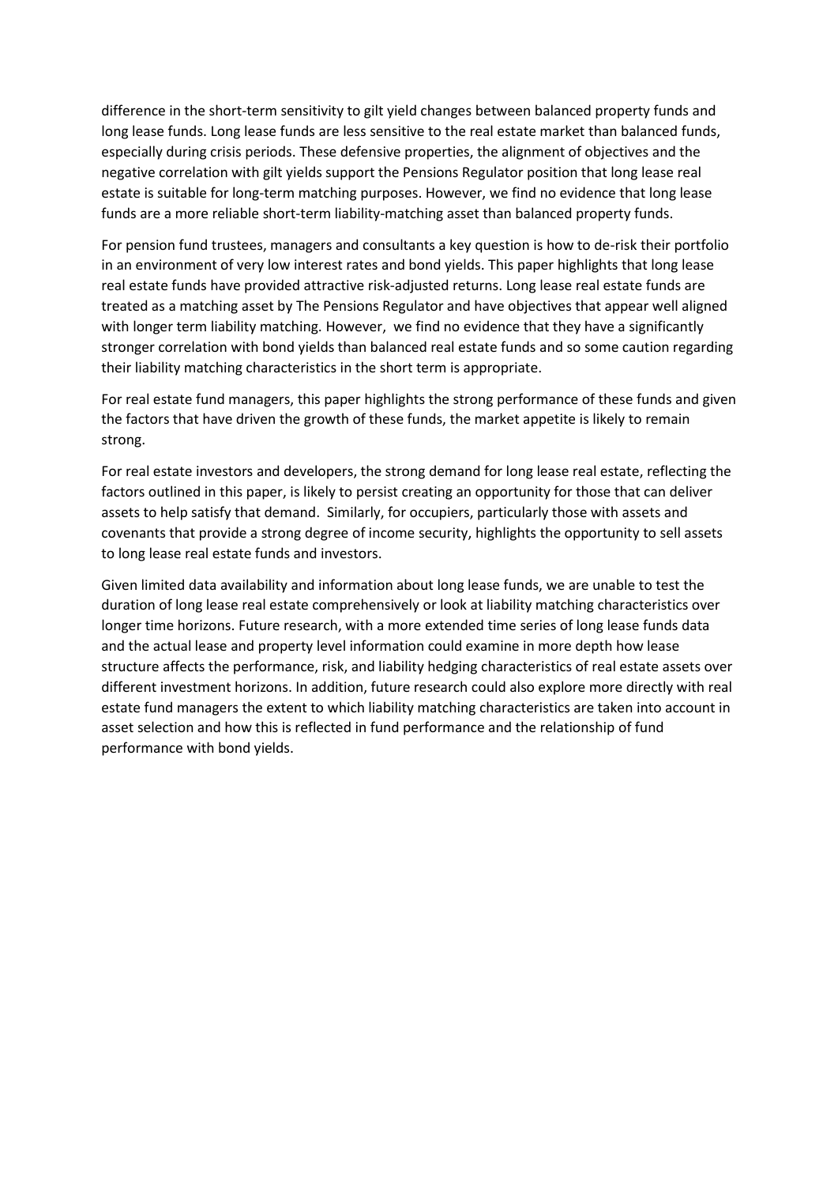difference in the short-term sensitivity to gilt yield changes between balanced property funds and long lease funds. Long lease funds are less sensitive to the real estate market than balanced funds, especially during crisis periods. These defensive properties, the alignment of objectives and the negative correlation with gilt yields support the Pensions Regulator position that long lease real estate is suitable for long-term matching purposes. However, we find no evidence that long lease funds are a more reliable short-term liability-matching asset than balanced property funds.

For pension fund trustees, managers and consultants a key question is how to de-risk their portfolio in an environment of very low interest rates and bond yields. This paper highlights that long lease real estate funds have provided attractive risk-adjusted returns. Long lease real estate funds are treated as a matching asset by The Pensions Regulator and have objectives that appear well aligned with longer term liability matching. However, we find no evidence that they have a significantly stronger correlation with bond yields than balanced real estate funds and so some caution regarding their liability matching characteristics in the short term is appropriate.

For real estate fund managers, this paper highlights the strong performance of these funds and given the factors that have driven the growth of these funds, the market appetite is likely to remain strong.

For real estate investors and developers, the strong demand for long lease real estate, reflecting the factors outlined in this paper, is likely to persist creating an opportunity for those that can deliver assets to help satisfy that demand. Similarly, for occupiers, particularly those with assets and covenants that provide a strong degree of income security, highlights the opportunity to sell assets to long lease real estate funds and investors.

Given limited data availability and information about long lease funds, we are unable to test the duration of long lease real estate comprehensively or look at liability matching characteristics over longer time horizons. Future research, with a more extended time series of long lease funds data and the actual lease and property level information could examine in more depth how lease structure affects the performance, risk, and liability hedging characteristics of real estate assets over different investment horizons. In addition, future research could also explore more directly with real estate fund managers the extent to which liability matching characteristics are taken into account in asset selection and how this is reflected in fund performance and the relationship of fund performance with bond yields.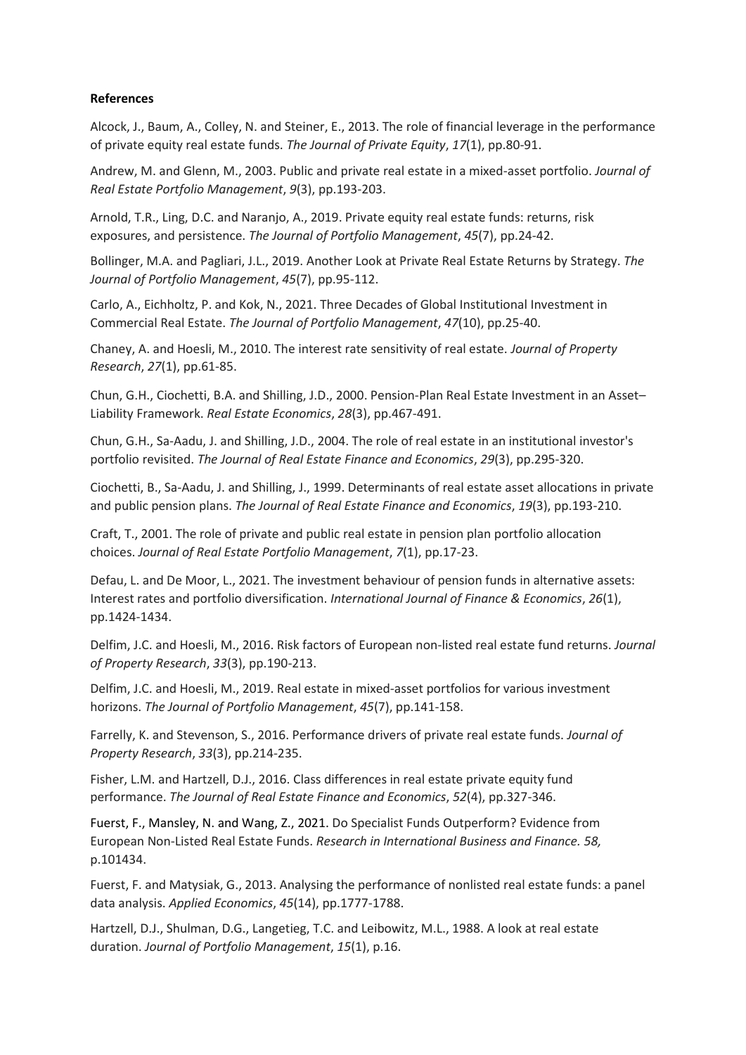**References**

Alcock, J., Baum, A., Colley, N. and Steiner, E., 2013. The role of financial leverage in the performance of private equity real estate funds. *The Journal of Private Equity*, *17*(1), pp.80-91.

Andrew, M. and Glenn, M., 2003. Public and private real estate in a mixed-asset portfolio. *Journal of Real Estate Portfolio Management*, *9*(3), pp.193-203.

Arnold, T.R., Ling, D.C. and Naranjo, A., 2019. Private equity real estate funds: returns, risk exposures, and persistence. *The Journal of Portfolio Management*, *45*(7), pp.24-42.

Bollinger, M.A. and Pagliari, J.L., 2019. Another Look at Private Real Estate Returns by Strategy. *The Journal of Portfolio Management*, *45*(7), pp.95-112.

Carlo, A., Eichholtz, P. and Kok, N., 2021. Three Decades of Global Institutional Investment in Commercial Real Estate. *The Journal of Portfolio Management*, *47*(10), pp.25-40.

Chaney, A. and Hoesli, M., 2010. The interest rate sensitivity of real estate. *Journal of Property Research*, *27*(1), pp.61-85.

Chun, G.H., Ciochetti, B.A. and Shilling, J.D., 2000. Pension-Plan Real Estate Investment in an Asset–Liability Framework. *Real Estate Economics*, *28*(3), pp.467-491.

Chun, G.H., Sa-Aadu, J. and Shilling, J.D., 2004. The role of real estate in an institutional investor's portfolio revisited. *The Journal of Real Estate Finance and Economics*, *29*(3), pp.295-320.

Ciochetti, B., Sa-Aadu, J. and Shilling, J., 1999. Determinants of real estate asset allocations in private and public pension plans. *The Journal of Real Estate Finance and Economics*, *19*(3), pp.193-210.

Craft, T., 2001. The role of private and public real estate in pension plan portfolio allocation choices. *Journal of Real Estate Portfolio Management*, *7*(1), pp.17-23.

Defau, L. and De Moor, L., 2021. The investment behaviour of pension funds in alternative assets: Interest rates and portfolio diversification. *International Journal of Finance & Economics*, *26*(1), pp.1424-1434.

Delfim, J.C. and Hoesli, M., 2016. Risk factors of European non-listed real estate fund returns. *Journal of Property Research*, *33*(3), pp.190-213.

Delfim, J.C. and Hoesli, M., 2019. Real estate in mixed-asset portfolios for various investment horizons. *The Journal of Portfolio Management*, *45*(7), pp.141-158.

Farrelly, K. and Stevenson, S., 2016. Performance drivers of private real estate funds. *Journal of Property Research*, *33*(3), pp.214-235.

Fisher, L.M. and Hartzell, D.J., 2016. Class differences in real estate private equity fund performance. *The Journal of Real Estate Finance and Economics*, *52*(4), pp.327-346.

Fuerst, F., Mansley, N. and Wang, Z., 2021. Do Specialist Funds Outperform? Evidence from European Non-Listed Real Estate Funds. *Research in International Business and Finance. 58,* p.101434.

Fuerst, F. and Matysiak, G., 2013. Analysing the performance of nonlisted real estate funds: a panel data analysis. *Applied Economics*, *45*(14), pp.1777-1788.

Hartzell, D.J., Shulman, D.G., Langetieg, T.C. and Leibowitz, M.L., 1988. A look at real estate duration. *Journal of Portfolio Management*, *15*(1), p.16.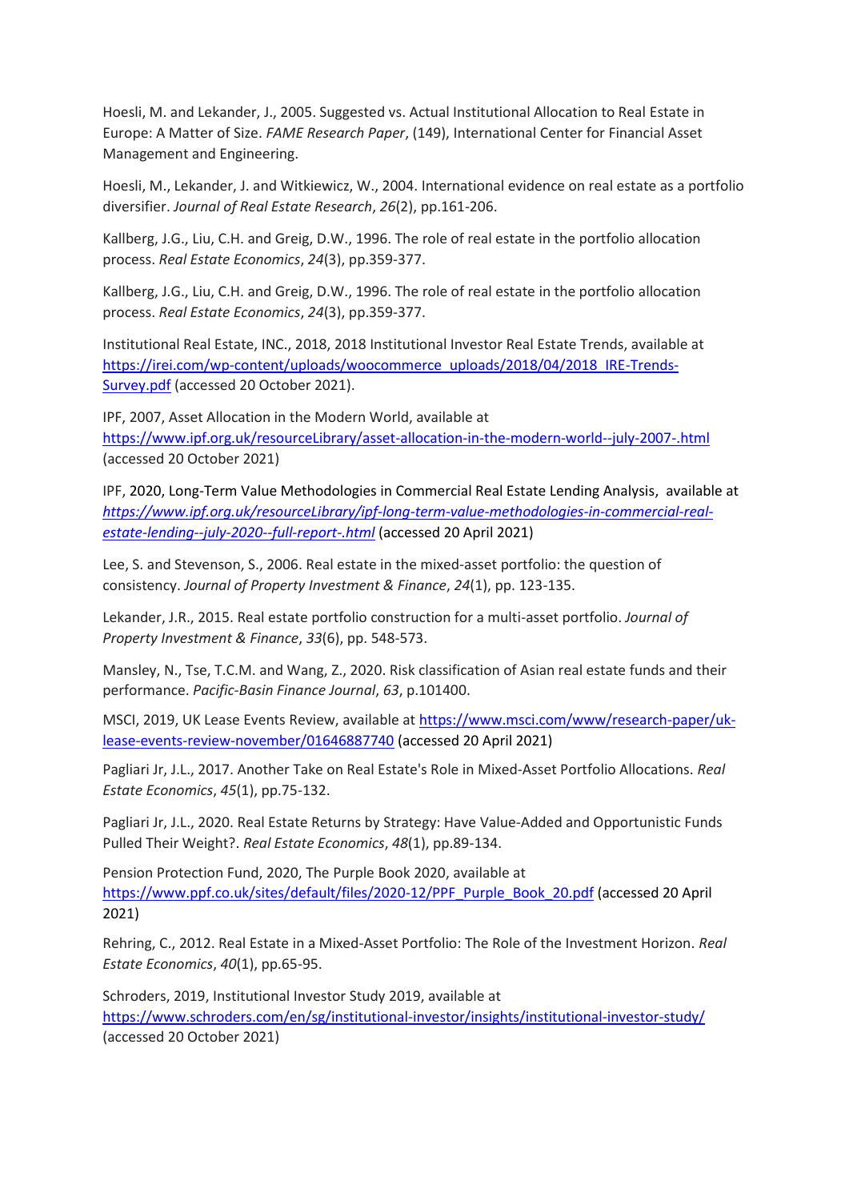Hoesli, M. and Lekander, J., 2005. Suggested vs. Actual Institutional Allocation to Real Estate in Europe: A Matter of Size. *FAME Research Paper*, (149), International Center for Financial Asset Management and Engineering.

Hoesli, M., Lekander, J. and Witkiewicz, W., 2004. International evidence on real estate as a portfolio diversifier. *Journal of Real Estate Research*, *26*(2), pp.161-206.

Kallberg, J.G., Liu, C.H. and Greig, D.W., 1996. The role of real estate in the portfolio allocation process. *Real Estate Economics*, *24*(3), pp.359-377.

Kallberg, J.G., Liu, C.H. and Greig, D.W., 1996. The role of real estate in the portfolio allocation process. *Real Estate Economics*, *24*(3), pp.359-377.

Institutional Real Estate, INC., 2018, 2018 Institutional Investor Real Estate Trends, available at [https://irei.com/wp-content/uploads/woocommerce_uploads/2018/04/2018_IRE-Trends-Survey.pdf](https://irei.com/wp-content/uploads/woocommerce_uploads/2018/04/2018_IRE-Trends-Survey.pdf) (accessed 20 October 2021).

IPF, 2007, Asset Allocation in the Modern World, available at [https://www.ipf.org.uk/resourceLibrary/asset-allocation-in-the-modern-world--july-2007-.html](https://www.ipf.org.uk/resourceLibrary/asset-allocation-in-the-modern-world--july-2007-.html) (accessed 20 October 2021)

IPF, 2020, Long-Term Value Methodologies in Commercial Real Estate Lending Analysis, available at [*https://www.ipf.org.uk/resourceLibrary/ipf-long-term-value-methodologies-in-commercial-real-estate-lending--july-2020--full-report-.html*](https://www.ipf.org.uk/resourceLibrary/ipf-long-term-value-methodologies-in-commercial-real-estate-lending--july-2020--full-report-.html) (accessed 20 April 2021)

Lee, S. and Stevenson, S., 2006. Real estate in the mixed-asset portfolio: the question of consistency. *Journal of Property Investment & Finance*, *24*(1), pp. 123-135.

Lekander, J.R., 2015. Real estate portfolio construction for a multi-asset portfolio. *Journal of Property Investment & Finance*, *33*(6), pp. 548-573.

Mansley, N., Tse, T.C.M. and Wang, Z., 2020. Risk classification of Asian real estate funds and their performance. *Pacific-Basin Finance Journal*, *63*, p.101400.

MSCI, 2019, UK Lease Events Review, available at [https://www.msci.com/www/research-paper/uk-lease-events-review-november/01646887740](https://www.msci.com/www/research-paper/uk-lease-events-review-november/01646887740) (accessed 20 April 2021)

Pagliari Jr, J.L., 2017. Another Take on Real Estate's Role in Mixed-Asset Portfolio Allocations. *Real Estate Economics*, *45*(1), pp.75-132.

Pagliari Jr, J.L., 2020. Real Estate Returns by Strategy: Have Value-Added and Opportunistic Funds Pulled Their Weight?. *Real Estate Economics*, *48*(1), pp.89-134.

Pension Protection Fund, 2020, The Purple Book 2020, available at [https://www.ppf.co.uk/sites/default/files/2020-12/PPF_Purple_Book_20.pdf](https://www.ppf.co.uk/sites/default/files/2020-12/PPF_Purple_Book_20.pdf) (accessed 20 April 2021)

Rehring, C., 2012. Real Estate in a Mixed-Asset Portfolio: The Role of the Investment Horizon. *Real Estate Economics*, *40*(1), pp.65-95.

Schroders, 2019, Institutional Investor Study 2019, available at [https://www.schroders.com/en/sg/institutional-investor/insights/institutional-investor-study/](https://www.schroders.com/en/sg/institutional-investor/insights/institutional-investor-study/) (accessed 20 October 2021)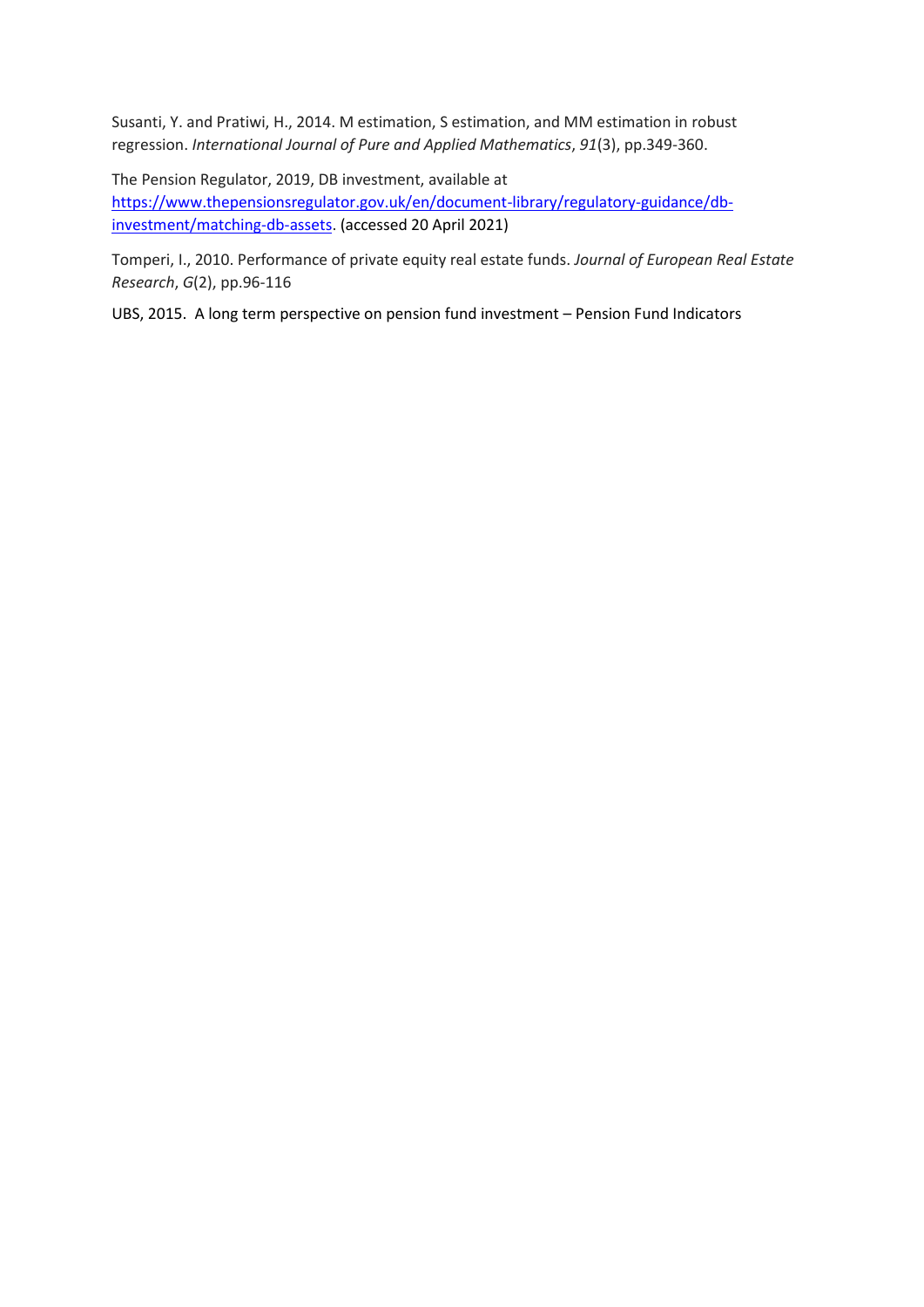Susanti, Y. and Pratiwi, H., 2014. M estimation, S estimation, and MM estimation in robust regression. *International Journal of Pure and Applied Mathematics*, *91*(3), pp.349-360.

The Pension Regulator, 2019, DB investment, available at [https://www.thepensionsregulator.gov.uk/en/document-library/regulatory-guidance/db-investment/matching-db-assets](https://www.thepensionsregulator.gov.uk/en/document-library/regulatory-guidance/db-investment/matching-db-assets). (accessed 20 April 2021)

Tomperi, I., 2010. Performance of private equity real estate funds. *Journal of European Real Estate Research*, *G*(2), pp.96-116

UBS, 2015. A long term perspective on pension fund investment – Pension Fund Indicators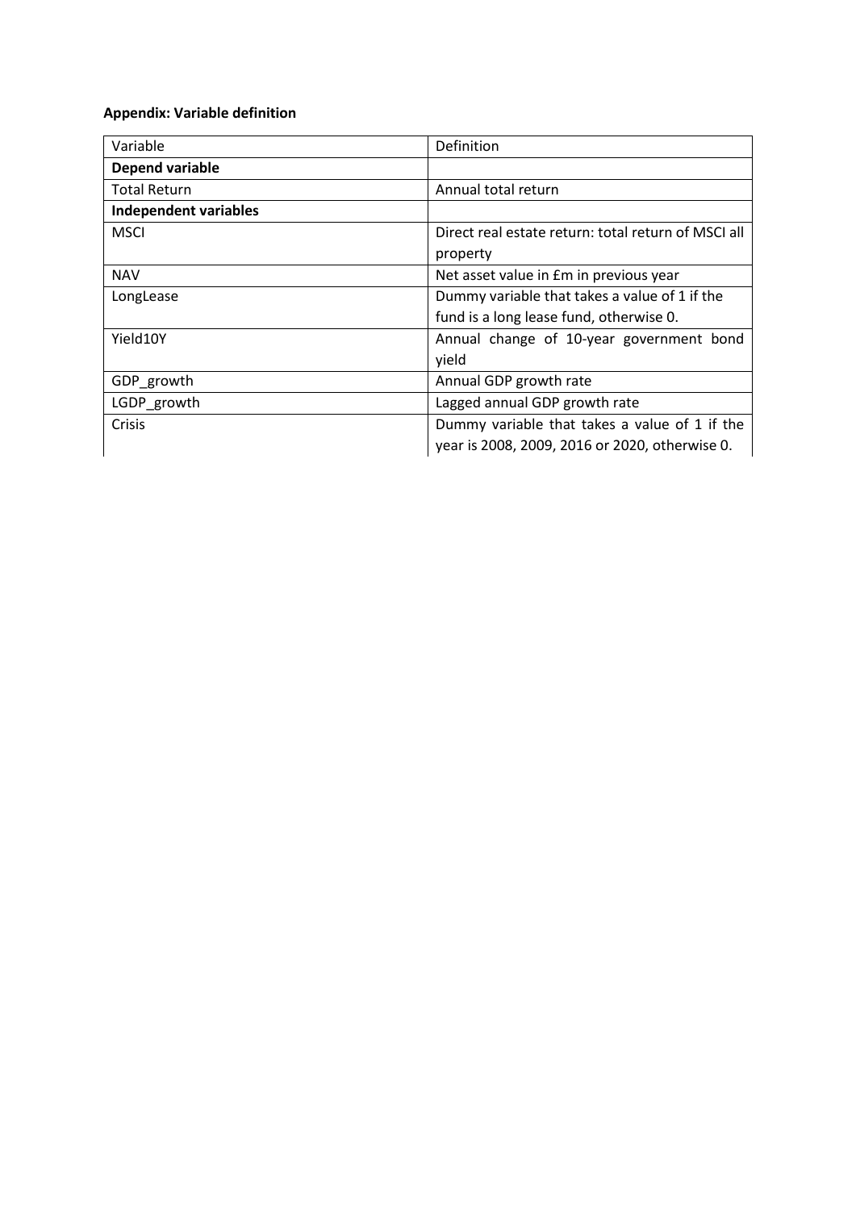**Appendix: Variable definition**

| Variable | Definition |
| --- | --- |
| **Depend variable** | |
| Total Return | Annual total return |
| **Independent variables** | |
| MSCI | Direct real estate return: total return of MSCI all property |
| NAV | Net asset value in £m in previous year |
| LongLease | Dummy variable that takes a value of 1 if the fund is a long lease fund, otherwise 0. |
| Yield10Y | Annual change of 10-year government bond yield |
| GDP_growth | Annual GDP growth rate |
| LGDP_growth | Lagged annual GDP growth rate |
| Crisis | Dummy variable that takes a value of 1 if the year is 2008, 2009, 2016 or 2020, otherwise 0. |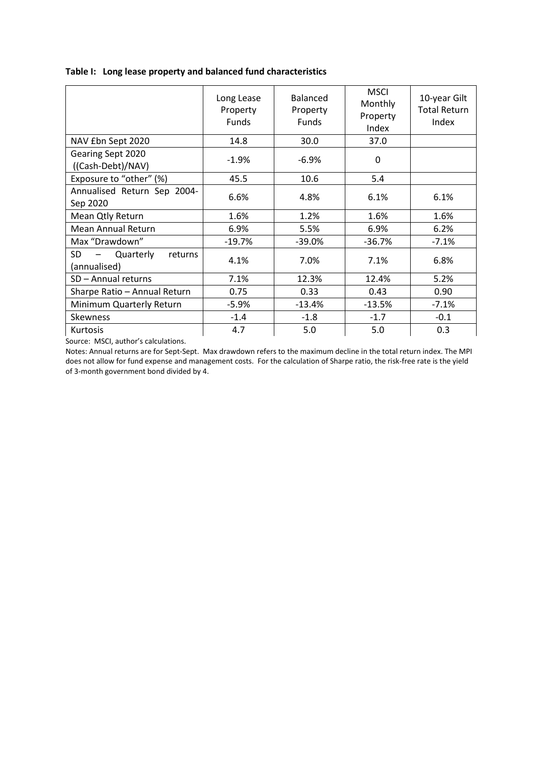**Table I: Long lease property and balanced fund characteristics**

| | Long Lease Property Funds | Balanced Property Funds | MSCI Monthly Property Index | 10-year Gilt Total Return Index |
|---|---|---|---|---|
| NAV £bn Sept 2020 | 14.8 | 30.0 | 37.0 | |
| Gearing Sept 2020 ((Cash-Debt)/NAV) | -1.9% | -6.9% | 0 | |
| Exposure to "other" (%) | 45.5 | 10.6 | 5.4 | |
| Annualised Return Sep 2004-Sep 2020 | 6.6% | 4.8% | 6.1% | 6.1% |
| Mean Qtly Return | 1.6% | 1.2% | 1.6% | 1.6% |
| Mean Annual Return | 6.9% | 5.5% | 6.9% | 6.2% |
| Max "Drawdown" | -19.7% | -39.0% | -36.7% | -7.1% |
| SD – Quarterly returns (annualised) | 4.1% | 7.0% | 7.1% | 6.8% |
| SD – Annual returns | 7.1% | 12.3% | 12.4% | 5.2% |
| Sharpe Ratio – Annual Return | 0.75 | 0.33 | 0.43 | 0.90 |
| Minimum Quarterly Return | -5.9% | -13.4% | -13.5% | -7.1% |
| Skewness | -1.4 | -1.8 | -1.7 | -0.1 |
| Kurtosis | 4.7 | 5.0 | 5.0 | 0.3 |

Source: MSCI, author's calculations.

Notes: Annual returns are for Sept-Sept. Max drawdown refers to the maximum decline in the total return index. The MPI does not allow for fund expense and management costs. For the calculation of Sharpe ratio, the risk-free rate is the yield of 3-month government bond divided by 4.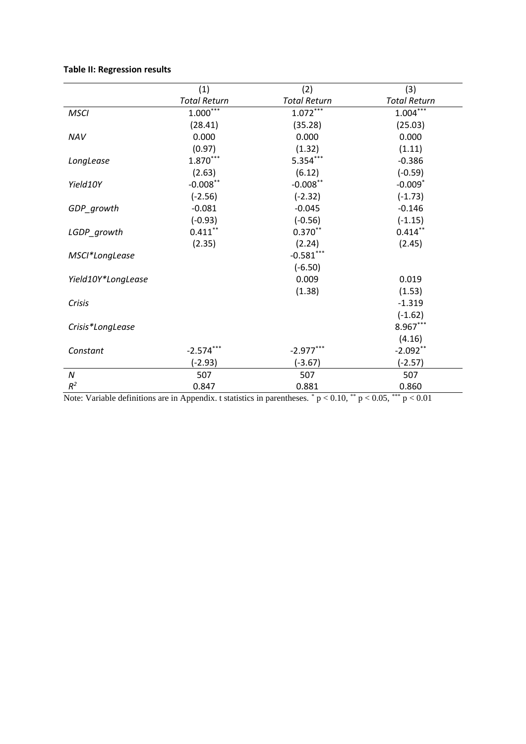**Table II: Regression results**

| | (1) | (2) | (3) |
|---|---|---|---|
| | *Total Return* | *Total Return* | *Total Return* |
| *MSCI* | $1.000^{***}$ | $1.072^{***}$ | $1.004^{***}$ |
| | (28.41) | (35.28) | (25.03) |
| *NAV* | 0.000 | 0.000 | 0.000 |
| | (0.97) | (1.32) | (1.11) |
| *LongLease* | $1.870^{***}$ | $5.354^{***}$ | -0.386 |
| | (2.63) | (6.12) | (-0.59) |
| *Yield10Y* | $-0.008^{**}$ | $-0.008^{**}$ | $-0.009^{*}$ |
| | (-2.56) | (-2.32) | (-1.73) |
| *GDP_growth* | -0.081 | -0.045 | -0.146 |
| | (-0.93) | (-0.56) | (-1.15) |
| *LGDP_growth* | $0.411^{**}$ | $0.370^{**}$ | $0.414^{**}$ |
| | (2.35) | (2.24) | (2.45) |
| *MSCI*LongLease* | | $-0.581^{***}$ | |
| | | (-6.50) | |
| *Yield10Y*LongLease* | | 0.009 | 0.019 |
| | | (1.38) | (1.53) |
| *Crisis* | | | -1.319 |
| | | | (-1.62) |
| *Crisis*LongLease* | | | $8.967^{***}$ |
| | | | (4.16) |
| *Constant* | $-2.574^{***}$ | $-2.977^{***}$ | $-2.092^{**}$ |
| | (-2.93) | (-3.67) | (-2.57) |
| *N* | 507 | 507 | 507 |
| $R^2$ | 0.847 | 0.881 | 0.860 |

Note: Variable definitions are in Appendix. t statistics in parentheses. $^{*}$ $p < 0.10$, $^{**}$ $p < 0.05$, $^{***}$ $p < 0.01$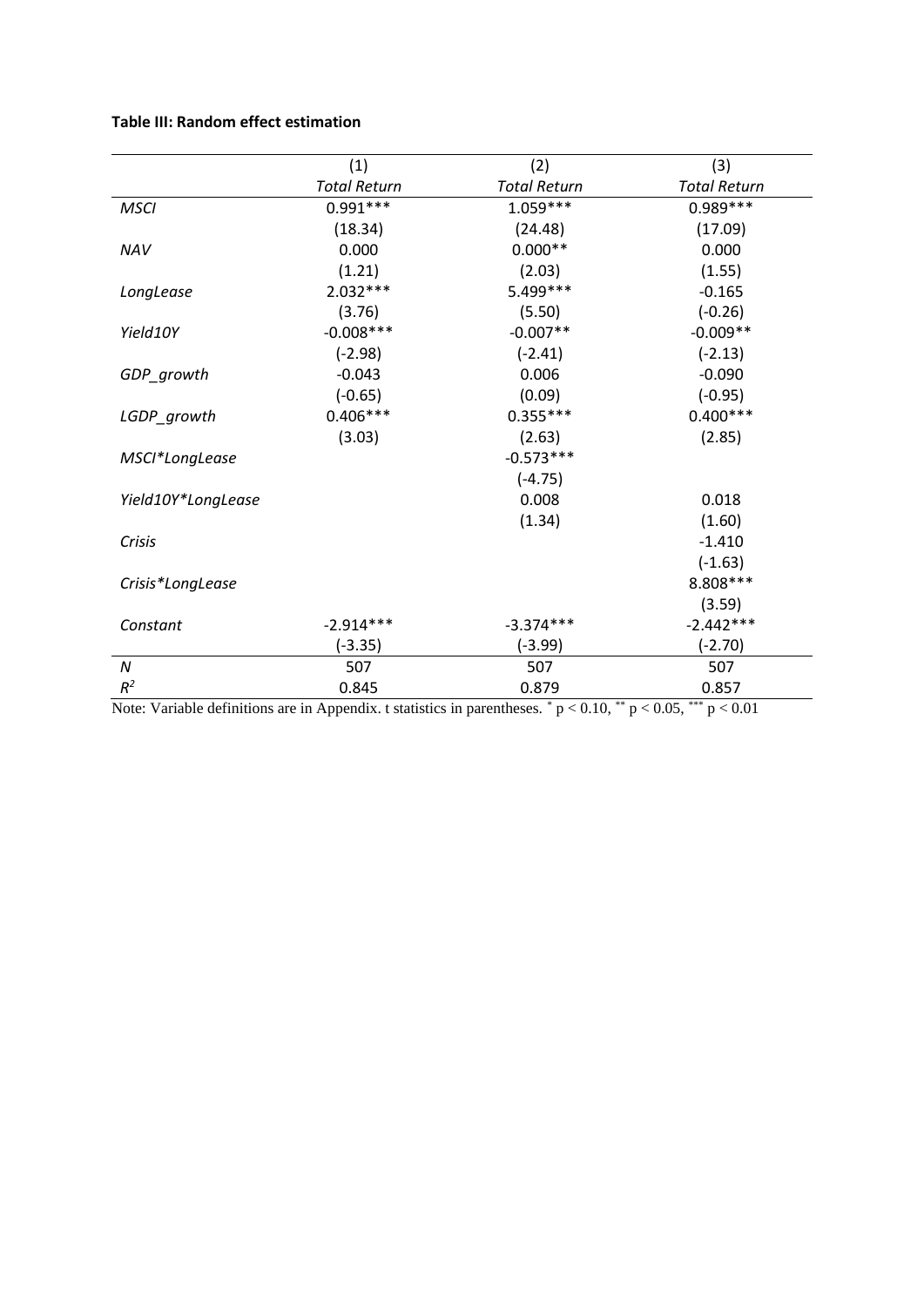**Table III: Random effect estimation**

| | (1) | (2) | (3) |
|---|---|---|---|
| | *Total Return* | *Total Return* | *Total Return* |
| *MSCI* | 0.991*** | 1.059*** | 0.989*** |
| | (18.34) | (24.48) | (17.09) |
| *NAV* | 0.000 | 0.000** | 0.000 |
| | (1.21) | (2.03) | (1.55) |
| *LongLease* | 2.032*** | 5.499*** | -0.165 |
| | (3.76) | (5.50) | (-0.26) |
| *Yield10Y* | -0.008*** | -0.007** | -0.009** |
| | (-2.98) | (-2.41) | (-2.13) |
| *GDP_growth* | -0.043 | 0.006 | -0.090 |
| | (-0.65) | (0.09) | (-0.95) |
| *LGDP_growth* | 0.406*** | 0.355*** | 0.400*** |
| | (3.03) | (2.63) | (2.85) |
| *MSCI*LongLease* | | -0.573*** | |
| | | (-4.75) | |
| *Yield10Y*LongLease* | | 0.008 | 0.018 |
| | | (1.34) | (1.60) |
| *Crisis* | | | -1.410 |
| | | | (-1.63) |
| *Crisis*LongLease* | | | 8.808*** |
| | | | (3.59) |
| *Constant* | -2.914*** | -3.374*** | -2.442*** |
| | (-3.35) | (-3.99) | (-2.70) |
| *N* | 507 | 507 | 507 |
| $R^2$ | 0.845 | 0.879 | 0.857 |

Note: Variable definitions are in Appendix. t statistics in parentheses. * $p < 0.10$, ** $p < 0.05$, *** $p < 0.01$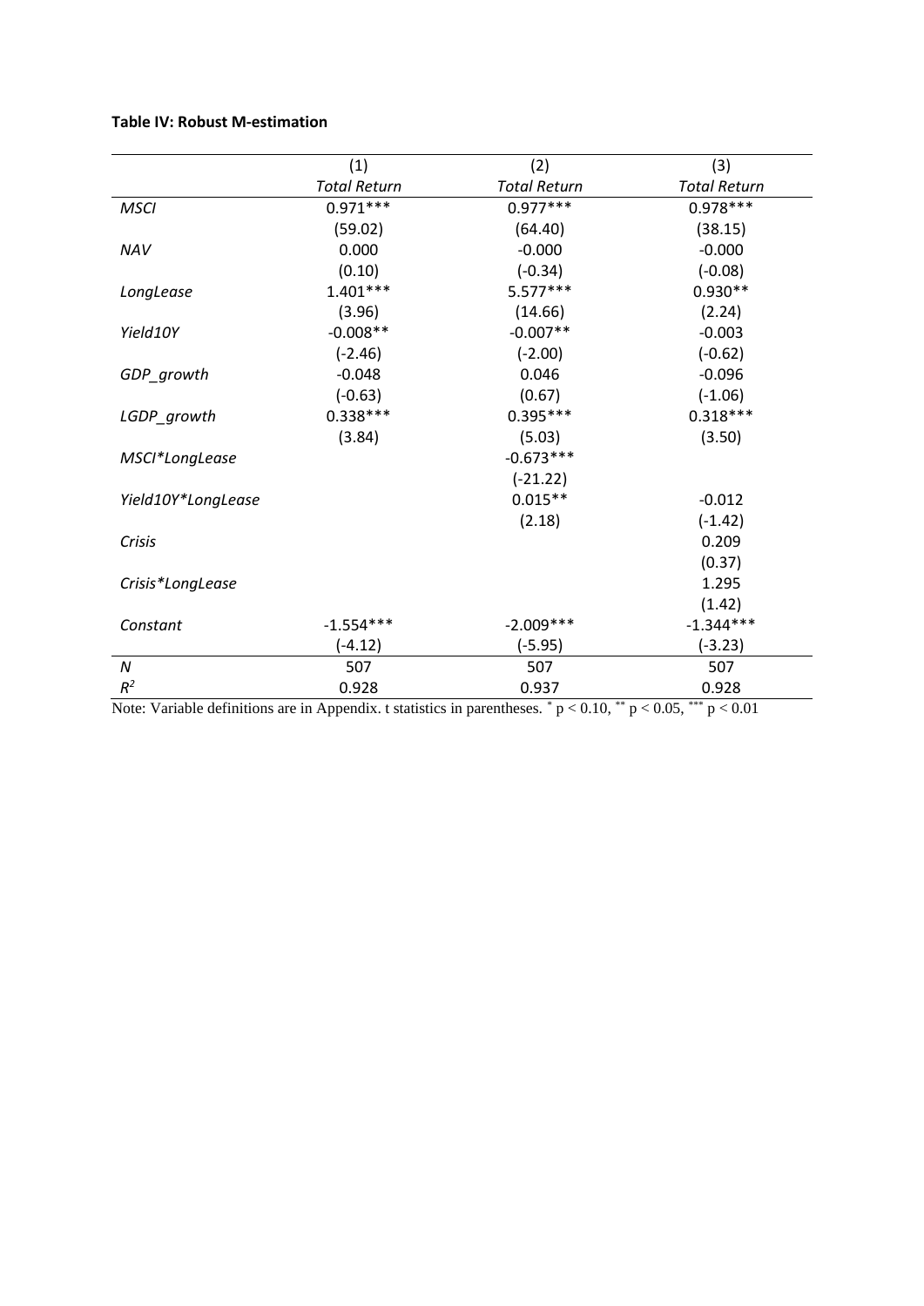**Table IV: Robust M-estimation**

| | (1) | (2) | (3) |
|---|---|---|---|
| | *Total Return* | *Total Return* | *Total Return* |
| *MSCI* | 0.971*** | 0.977*** | 0.978*** |
| | (59.02) | (64.40) | (38.15) |
| *NAV* | 0.000 | -0.000 | -0.000 |
| | (0.10) | (-0.34) | (-0.08) |
| *LongLease* | 1.401*** | 5.577*** | 0.930** |
| | (3.96) | (14.66) | (2.24) |
| *Yield10Y* | -0.008** | -0.007** | -0.003 |
| | (-2.46) | (-2.00) | (-0.62) |
| *GDP_growth* | -0.048 | 0.046 | -0.096 |
| | (-0.63) | (0.67) | (-1.06) |
| *LGDP_growth* | 0.338*** | 0.395*** | 0.318*** |
| | (3.84) | (5.03) | (3.50) |
| *MSCI*LongLease* | | -0.673*** | |
| | | (-21.22) | |
| *Yield10Y*LongLease* | | 0.015** | -0.012 |
| | | (2.18) | (-1.42) |
| *Crisis* | | | 0.209 |
| | | | (0.37) |
| *Crisis*LongLease* | | | 1.295 |
| | | | (1.42) |
| *Constant* | -1.554*** | -2.009*** | -1.344*** |
| | (-4.12) | (-5.95) | (-3.23) |
| *N* | 507 | 507 | 507 |
| $R^2$ | 0.928 | 0.937 | 0.928 |

Note: Variable definitions are in Appendix. t statistics in parentheses. $^{*}$ $p < 0.10$, $^{**}$ $p < 0.05$, $^{***}$ $p < 0.01$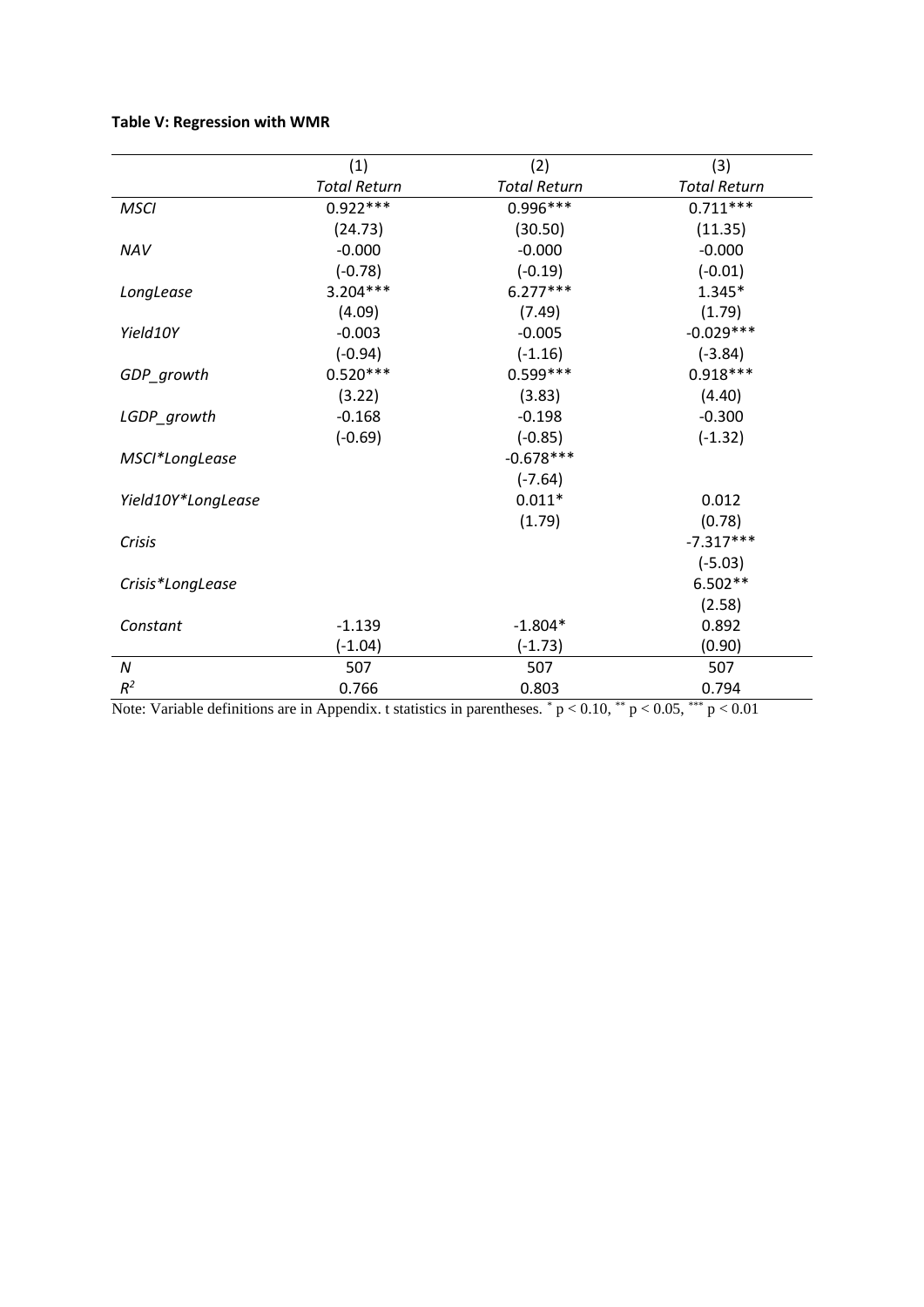**Table V: Regression with WMR**

| | (1) | (2) | (3) |
|---|---|---|---|
| | *Total Return* | *Total Return* | *Total Return* |
| *MSCI* | 0.922*** | 0.996*** | 0.711*** |
| | (24.73) | (30.50) | (11.35) |
| *NAV* | -0.000 | -0.000 | -0.000 |
| | (-0.78) | (-0.19) | (-0.01) |
| *LongLease* | 3.204*** | 6.277*** | 1.345* |
| | (4.09) | (7.49) | (1.79) |
| *Yield10Y* | -0.003 | -0.005 | -0.029*** |
| | (-0.94) | (-1.16) | (-3.84) |
| *GDP_growth* | 0.520*** | 0.599*** | 0.918*** |
| | (3.22) | (3.83) | (4.40) |
| *LGDP_growth* | -0.168 | -0.198 | -0.300 |
| | (-0.69) | (-0.85) | (-1.32) |
| *MSCI*LongLease* | | -0.678*** | |
| | | (-7.64) | |
| *Yield10Y*LongLease* | | 0.011* | 0.012 |
| | | (1.79) | (0.78) |
| *Crisis* | | | -7.317*** |
| | | | (-5.03) |
| *Crisis*LongLease* | | | 6.502** |
| | | | (2.58) |
| *Constant* | -1.139 | -1.804* | 0.892 |
| | (-1.04) | (-1.73) | (0.90) |
| *N* | 507 | 507 | 507 |
| $R^2$ | 0.766 | 0.803 | 0.794 |

Note: Variable definitions are in Appendix. t statistics in parentheses. * $p < 0.10$, ** $p < 0.05$, *** $p < 0.01$